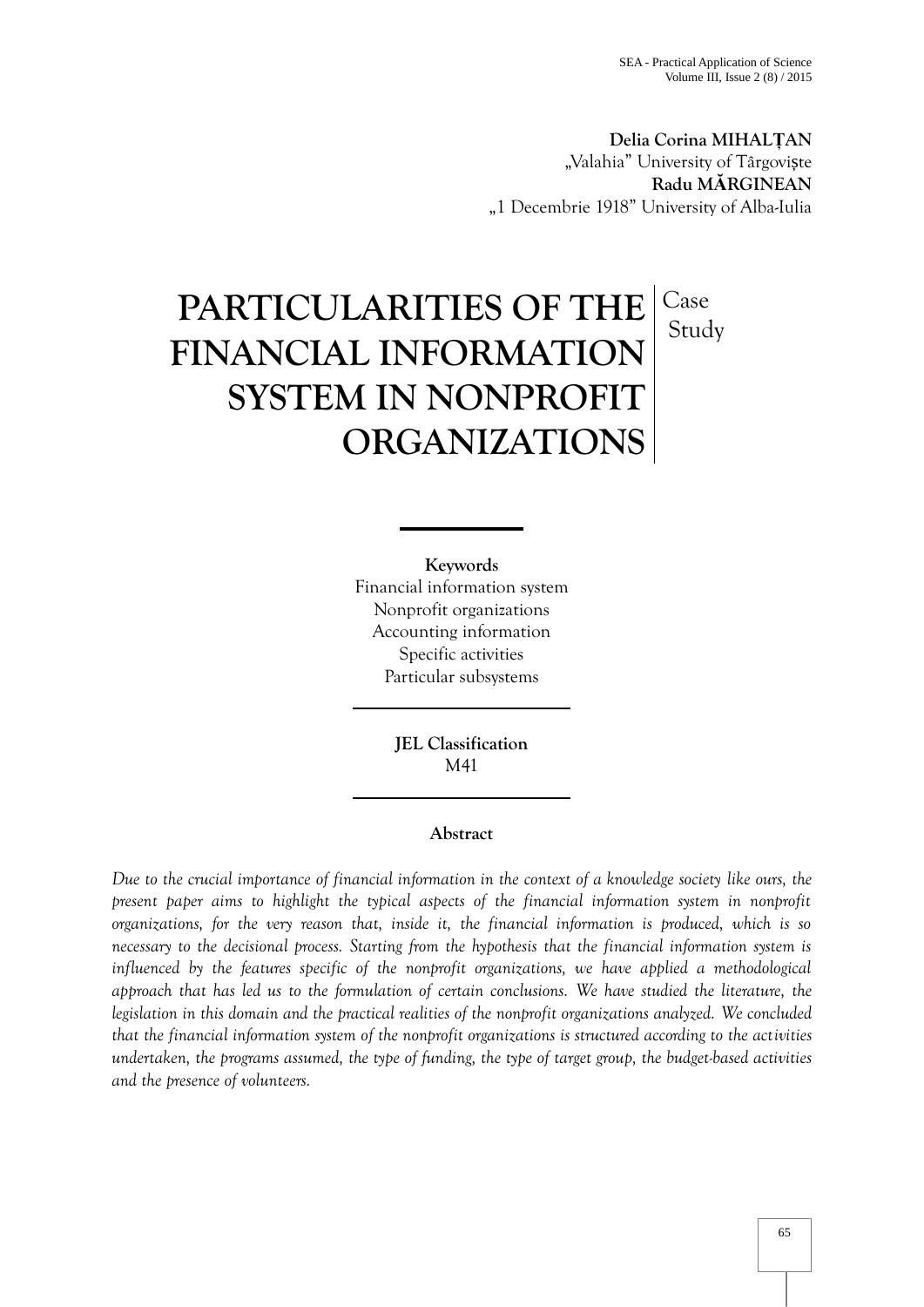**Delia Corina MIHALȚAN**
„Valahia" University of Târgoviște
**Radu MĂRGINEAN**
„1 Decembrie 1918" University of Alba-Iulia

# PARTICULARITIES OF THE FINANCIAL INFORMATION SYSTEM IN NONPROFIT ORGANIZATIONS

Case Study

**Keywords**
Financial information system
Nonprofit organizations
Accounting information
Specific activities
Particular subsystems

**JEL Classification**
M41

**Abstract**

*Due to the crucial importance of financial information in the context of a knowledge society like ours, the present paper aims to highlight the typical aspects of the financial information system in nonprofit organizations, for the very reason that, inside it, the financial information is produced, which is so necessary to the decisional process. Starting from the hypothesis that the financial information system is influenced by the features specific of the nonprofit organizations, we have applied a methodological approach that has led us to the formulation of certain conclusions. We have studied the literature, the legislation in this domain and the practical realities of the nonprofit organizations analyzed. We concluded that the financial information system of the nonprofit organizations is structured according to the activities undertaken, the programs assumed, the type of funding, the type of target group, the budget-based activities and the presence of volunteers.*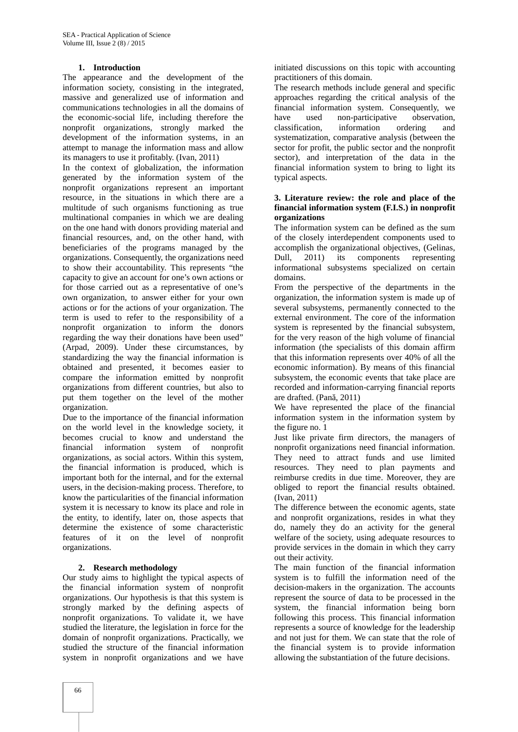## 1. Introduction

The appearance and the development of the information society, consisting in the integrated, massive and generalized use of information and communications technologies in all the domains of the economic-social life, including therefore the nonprofit organizations, strongly marked the development of the information systems, in an attempt to manage the information mass and allow its managers to use it profitably. (Ivan, 2011)

In the context of globalization, the information generated by the information system of the nonprofit organizations represent an important resource, in the situations in which there are a multitude of such organisms functioning as true multinational companies in which we are dealing on the one hand with donors providing material and financial resources, and, on the other hand, with beneficiaries of the programs managed by the organizations. Consequently, the organizations need to show their accountability. This represents "the capacity to give an account for one's own actions or for those carried out as a representative of one's own organization, to answer either for your own actions or for the actions of your organization. The term is used to refer to the responsibility of a nonprofit organization to inform the donors regarding the way their donations have been used" (Arpad, 2009). Under these circumstances, by standardizing the way the financial information is obtained and presented, it becomes easier to compare the information emitted by nonprofit organizations from different countries, but also to put them together on the level of the mother organization.

Due to the importance of the financial information on the world level in the knowledge society, it becomes crucial to know and understand the financial information system of nonprofit organizations, as social actors. Within this system, the financial information is produced, which is important both for the internal, and for the external users, in the decision-making process. Therefore, to know the particularities of the financial information system it is necessary to know its place and role in the entity, to identify, later on, those aspects that determine the existence of some characteristic features of it on the level of nonprofit organizations.

## 2. Research methodology

Our study aims to highlight the typical aspects of the financial information system of nonprofit organizations. Our hypothesis is that this system is strongly marked by the defining aspects of nonprofit organizations. To validate it, we have studied the literature, the legislation in force for the domain of nonprofit organizations. Practically, we studied the structure of the financial information system in nonprofit organizations and we have initiated discussions on this topic with accounting practitioners of this domain.

The research methods include general and specific approaches regarding the critical analysis of the financial information system. Consequently, we have used non-participative observation, classification, information ordering and systematization, comparative analysis (between the sector for profit, the public sector and the nonprofit sector), and interpretation of the data in the financial information system to bring to light its typical aspects.

## 3. Literature review: the role and place of the financial information system (F.I.S.) in nonprofit organizations

The information system can be defined as the sum of the closely interdependent components used to accomplish the organizational objectives, (Gelinas, Dull, 2011) its components representing informational subsystems specialized on certain domains.

From the perspective of the departments in the organization, the information system is made up of several subsystems, permanently connected to the external environment. The core of the information system is represented by the financial subsystem, for the very reason of the high volume of financial information (the specialists of this domain affirm that this information represents over 40% of all the economic information). By means of this financial subsystem, the economic events that take place are recorded and information-carrying financial reports are drafted. (Pană, 2011)

We have represented the place of the financial information system in the information system by the figure no. 1

Just like private firm directors, the managers of nonprofit organizations need financial information. They need to attract funds and use limited resources. They need to plan payments and reimburse credits in due time. Moreover, they are obliged to report the financial results obtained. (Ivan, 2011)

The difference between the economic agents, state and nonprofit organizations, resides in what they do, namely they do an activity for the general welfare of the society, using adequate resources to provide services in the domain in which they carry out their activity.

The main function of the financial information system is to fulfill the information need of the decision-makers in the organization. The accounts represent the source of data to be processed in the system, the financial information being born following this process. This financial information represents a source of knowledge for the leadership and not just for them. We can state that the role of the financial system is to provide information allowing the substantiation of the future decisions.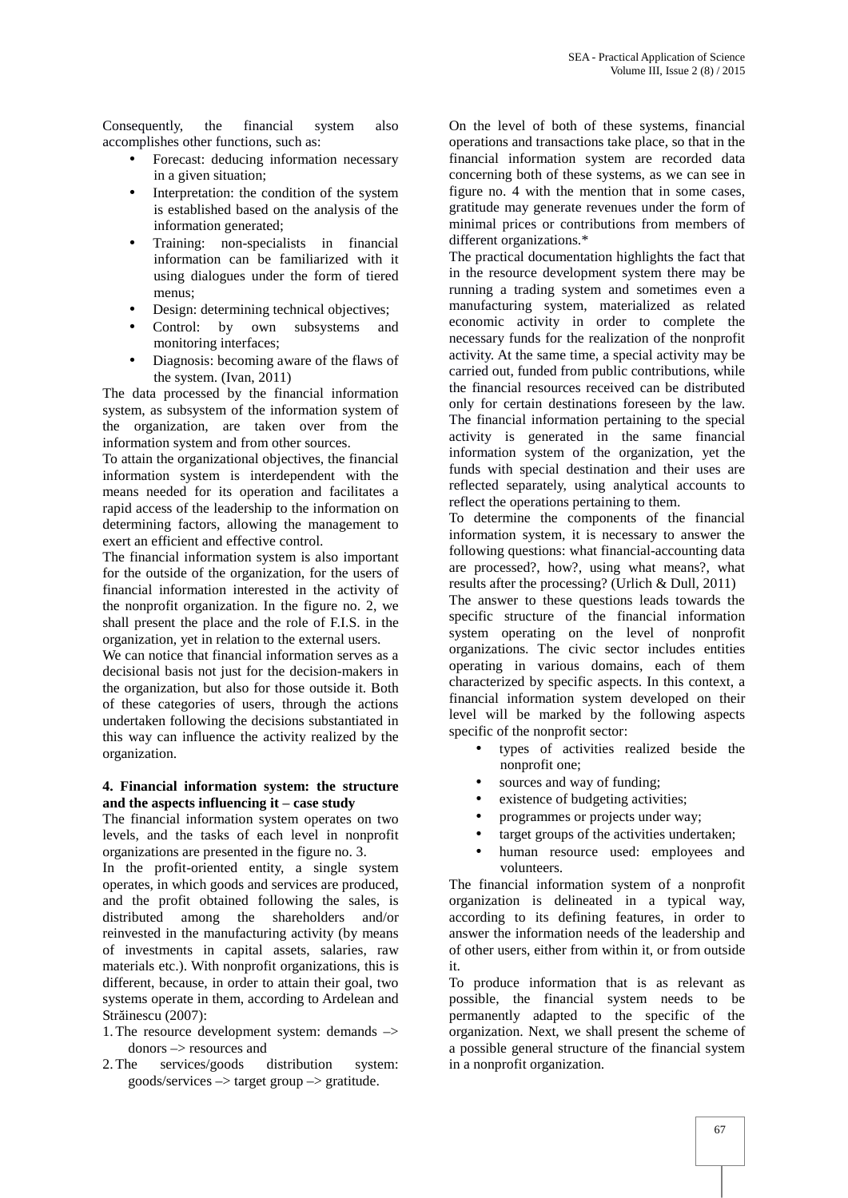Consequently, the financial system also accomplishes other functions, such as:

- Forecast: deducing information necessary in a given situation;
- Interpretation: the condition of the system is established based on the analysis of the information generated;
- Training: non-specialists in financial information can be familiarized with it using dialogues under the form of tiered menus;
- Design: determining technical objectives;
- Control: by own subsystems and monitoring interfaces;
- Diagnosis: becoming aware of the flaws of the system. (Ivan, 2011)

The data processed by the financial information system, as subsystem of the information system of the organization, are taken over from the information system and from other sources.

To attain the organizational objectives, the financial information system is interdependent with the means needed for its operation and facilitates a rapid access of the leadership to the information on determining factors, allowing the management to exert an efficient and effective control.

The financial information system is also important for the outside of the organization, for the users of financial information interested in the activity of the nonprofit organization. In the figure no. 2, we shall present the place and the role of F.I.S. in the organization, yet in relation to the external users.

We can notice that financial information serves as a decisional basis not just for the decision-makers in the organization, but also for those outside it. Both of these categories of users, through the actions undertaken following the decisions substantiated in this way can influence the activity realized by the organization.

**4. Financial information system: the structure and the aspects influencing it – case study**

The financial information system operates on two levels, and the tasks of each level in nonprofit organizations are presented in the figure no. 3.

In the profit-oriented entity, a single system operates, in which goods and services are produced, and the profit obtained following the sales, is distributed among the shareholders and/or reinvested in the manufacturing activity (by means of investments in capital assets, salaries, raw materials etc.). With nonprofit organizations, this is different, because, in order to attain their goal, two systems operate in them, according to Ardelean and Străinescu (2007):

1. The resource development system: demands –> donors –> resources and
2. The services/goods distribution system: goods/services –> target group –> gratitude.

On the level of both of these systems, financial operations and transactions take place, so that in the financial information system are recorded data concerning both of these systems, as we can see in figure no. 4 with the mention that in some cases, gratitude may generate revenues under the form of minimal prices or contributions from members of different organizations.*

The practical documentation highlights the fact that in the resource development system there may be running a trading system and sometimes even a manufacturing system, materialized as related economic activity in order to complete the necessary funds for the realization of the nonprofit activity. At the same time, a special activity may be carried out, funded from public contributions, while the financial resources received can be distributed only for certain destinations foreseen by the law. The financial information pertaining to the special activity is generated in the same financial information system of the organization, yet the funds with special destination and their uses are reflected separately, using analytical accounts to reflect the operations pertaining to them.

To determine the components of the financial information system, it is necessary to answer the following questions: what financial-accounting data are processed?, how?, using what means?, what results after the processing? (Urlich & Dull, 2011)

The answer to these questions leads towards the specific structure of the financial information system operating on the level of nonprofit organizations. The civic sector includes entities operating in various domains, each of them characterized by specific aspects. In this context, a financial information system developed on their level will be marked by the following aspects specific of the nonprofit sector:

- types of activities realized beside the nonprofit one;
- sources and way of funding;
- existence of budgeting activities;
- programmes or projects under way;
- target groups of the activities undertaken;
- human resource used: employees and volunteers.

The financial information system of a nonprofit organization is delineated in a typical way, according to its defining features, in order to answer the information needs of the leadership and of other users, either from within it, or from outside it.

To produce information that is as relevant as possible, the financial system needs to be permanently adapted to the specific of the organization. Next, we shall present the scheme of a possible general structure of the financial system in a nonprofit organization.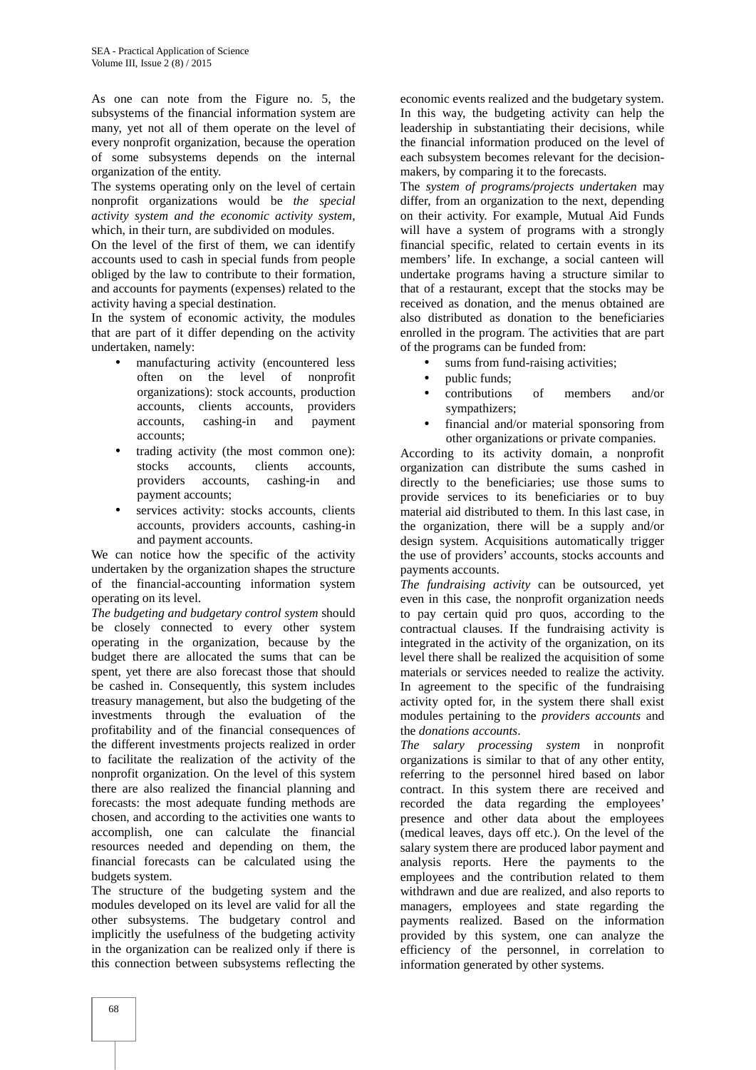As one can note from the Figure no. 5, the subsystems of the financial information system are many, yet not all of them operate on the level of every nonprofit organization, because the operation of some subsystems depends on the internal organization of the entity.

The systems operating only on the level of certain nonprofit organizations would be *the special activity system and the economic activity system*, which, in their turn, are subdivided on modules.

On the level of the first of them, we can identify accounts used to cash in special funds from people obliged by the law to contribute to their formation, and accounts for payments (expenses) related to the activity having a special destination.

In the system of economic activity, the modules that are part of it differ depending on the activity undertaken, namely:

- manufacturing activity (encountered less often on the level of nonprofit organizations): stock accounts, production accounts, clients accounts, providers accounts, cashing-in and payment accounts;
- trading activity (the most common one): stocks accounts, clients accounts, providers accounts, cashing-in and payment accounts;
- services activity: stocks accounts, clients accounts, providers accounts, cashing-in and payment accounts.

We can notice how the specific of the activity undertaken by the organization shapes the structure of the financial-accounting information system operating on its level.

*The budgeting and budgetary control system* should be closely connected to every other system operating in the organization, because by the budget there are allocated the sums that can be spent, yet there are also forecast those that should be cashed in. Consequently, this system includes treasury management, but also the budgeting of the investments through the evaluation of the profitability and of the financial consequences of the different investments projects realized in order to facilitate the realization of the activity of the nonprofit organization. On the level of this system there are also realized the financial planning and forecasts: the most adequate funding methods are chosen, and according to the activities one wants to accomplish, one can calculate the financial resources needed and depending on them, the financial forecasts can be calculated using the budgets system.

The structure of the budgeting system and the modules developed on its level are valid for all the other subsystems. The budgetary control and implicitly the usefulness of the budgeting activity in the organization can be realized only if there is this connection between subsystems reflecting the economic events realized and the budgetary system. In this way, the budgeting activity can help the leadership in substantiating their decisions, while the financial information produced on the level of each subsystem becomes relevant for the decision-makers, by comparing it to the forecasts.

The *system of programs/projects undertaken* may differ, from an organization to the next, depending on their activity. For example, Mutual Aid Funds will have a system of programs with a strongly financial specific, related to certain events in its members' life. In exchange, a social canteen will undertake programs having a structure similar to that of a restaurant, except that the stocks may be received as donation, and the menus obtained are also distributed as donation to the beneficiaries enrolled in the program. The activities that are part of the programs can be funded from:

- sums from fund-raising activities;
- public funds;
- contributions of members and/or sympathizers;
- financial and/or material sponsoring from other organizations or private companies.

According to its activity domain, a nonprofit organization can distribute the sums cashed in directly to the beneficiaries; use those sums to provide services to its beneficiaries or to buy material aid distributed to them. In this last case, in the organization, there will be a supply and/or design system. Acquisitions automatically trigger the use of providers' accounts, stocks accounts and payments accounts.

*The fundraising activity* can be outsourced, yet even in this case, the nonprofit organization needs to pay certain quid pro quos, according to the contractual clauses. If the fundraising activity is integrated in the activity of the organization, on its level there shall be realized the acquisition of some materials or services needed to realize the activity. In agreement to the specific of the fundraising activity opted for, in the system there shall exist modules pertaining to the *providers accounts* and the *donations accounts*.

*The salary processing system* in nonprofit organizations is similar to that of any other entity, referring to the personnel hired based on labor contract. In this system there are received and recorded the data regarding the employees' presence and other data about the employees (medical leaves, days off etc.). On the level of the salary system there are produced labor payment and analysis reports. Here the payments to the employees and the contribution related to them withdrawn and due are realized, and also reports to managers, employees and state regarding the payments realized. Based on the information provided by this system, one can analyze the efficiency of the personnel, in correlation to information generated by other systems.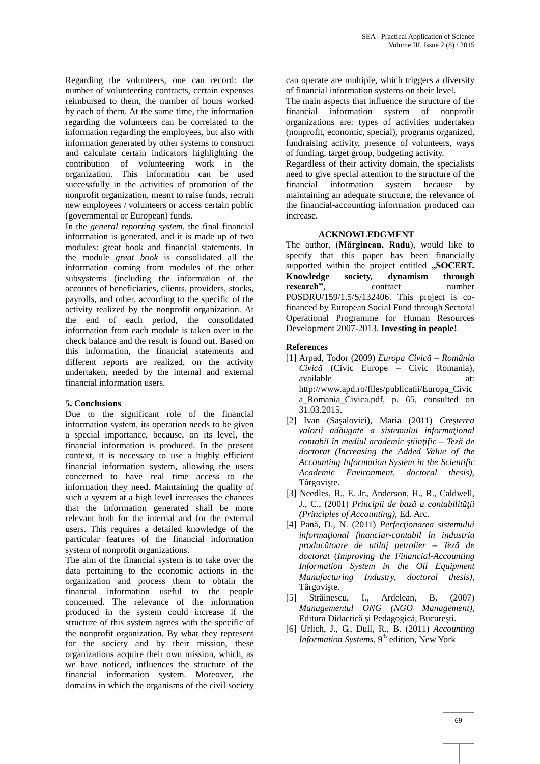Regarding the volunteers, one can record: the number of volunteering contracts, certain expenses reimbursed to them, the number of hours worked by each of them. At the same time, the information regarding the volunteers can be correlated to the information regarding the employees, but also with information generated by other systems to construct and calculate certain indicators highlighting the contribution of volunteering work in the organization. This information can be used successfully in the activities of promotion of the nonprofit organization, meant to raise funds, recruit new employees / volunteers or access certain public (governmental or European) funds.

In the *general reporting system*, the final financial information is generated, and it is made up of two modules: great book and financial statements. In the module *great book* is consolidated all the information coming from modules of the other subsystems (including the information of the accounts of beneficiaries, clients, providers, stocks, payrolls, and other, according to the specific of the activity realized by the nonprofit organization. At the end of each period, the consolidated information from each module is taken over in the check balance and the result is found out. Based on this information, the financial statements and different reports are realized, on the activity undertaken, needed by the internal and external financial information users.

## 5. Conclusions

Due to the significant role of the financial information system, its operation needs to be given a special importance, because, on its level, the financial information is produced. In the present context, it is necessary to use a highly efficient financial information system, allowing the users concerned to have real time access to the information they need. Maintaining the quality of such a system at a high level increases the chances that the information generated shall be more relevant both for the internal and for the external users. This requires a detailed knowledge of the particular features of the financial information system of nonprofit organizations.

The aim of the financial system is to take over the data pertaining to the economic actions in the organization and process them to obtain the financial information useful to the people concerned. The relevance of the information produced in the system could increase if the structure of this system agrees with the specific of the nonprofit organization. By what they represent for the society and by their mission, these organizations acquire their own mission, which, as we have noticed, influences the structure of the financial information system. Moreover, the domains in which the organisms of the civil society can operate are multiple, which triggers a diversity of financial information systems on their level.

The main aspects that influence the structure of the financial information system of nonprofit organizations are: types of activities undertaken (nonprofit, economic, special), programs organized, fundraising activity, presence of volunteers, ways of funding, target group, budgeting activity.

Regardless of their activity domain, the specialists need to give special attention to the structure of the financial information system because by maintaining an adequate structure, the relevance of the financial-accounting information produced can increase.

## ACKNOWLEDGMENT

The author, (**Mărginean, Radu**), would like to specify that this paper has been financially supported within the project entitled **„SOCERT. Knowledge society, dynamism through research"**, contract number POSDRU/159/1.5/S/132406. This project is co-financed by European Social Fund through Sectoral Operational Programme for Human Resources Development 2007-2013. **Investing in people!**

## References

[1] Arpad, Todor (2009) *Europa Civică – România Civică* (Civic Europe – Civic Romania), available at: http://www.apd.ro/files/publicatii/Europa_Civica_Romania_Civica.pdf, p. 65, consulted on 31.03.2015.

[2] Ivan (Saşalovici), Maria (2011) *Creşterea valorii adăugate a sistemului informaţional contabil în mediul academic ştiinţific – Teză de doctorat (Increasing the Added Value of the Accounting Information System in the Scientific Academic Environment, doctoral thesis)*, Târgovişte.

[3] Needles, B., E. Jr., Anderson, H., R., Caldwell, J., C., (2001) *Principii de bază a contabilităţii (Principles of Accounting)*, Ed. Arc.

[4] Pană, D., N. (2011) *Perfecţionarea sistemului informaţional financiar-contabil în industria producătoare de utilaj petrolier – Teză de doctorat* (*Improving the Financial-Accounting Information System in the Oil Equipment Manufacturing Industry, doctoral thesis)*, Târgovişte.

[5] Străinescu, I., Ardelean, B. (2007) *Managementul ONG (NGO Management)*, Editura Didactică şi Pedagogică, Bucureşti.

[6] Urlich, J., G., Dull, R., B. (2011) *Accounting Information Systems*, 9th edition, New York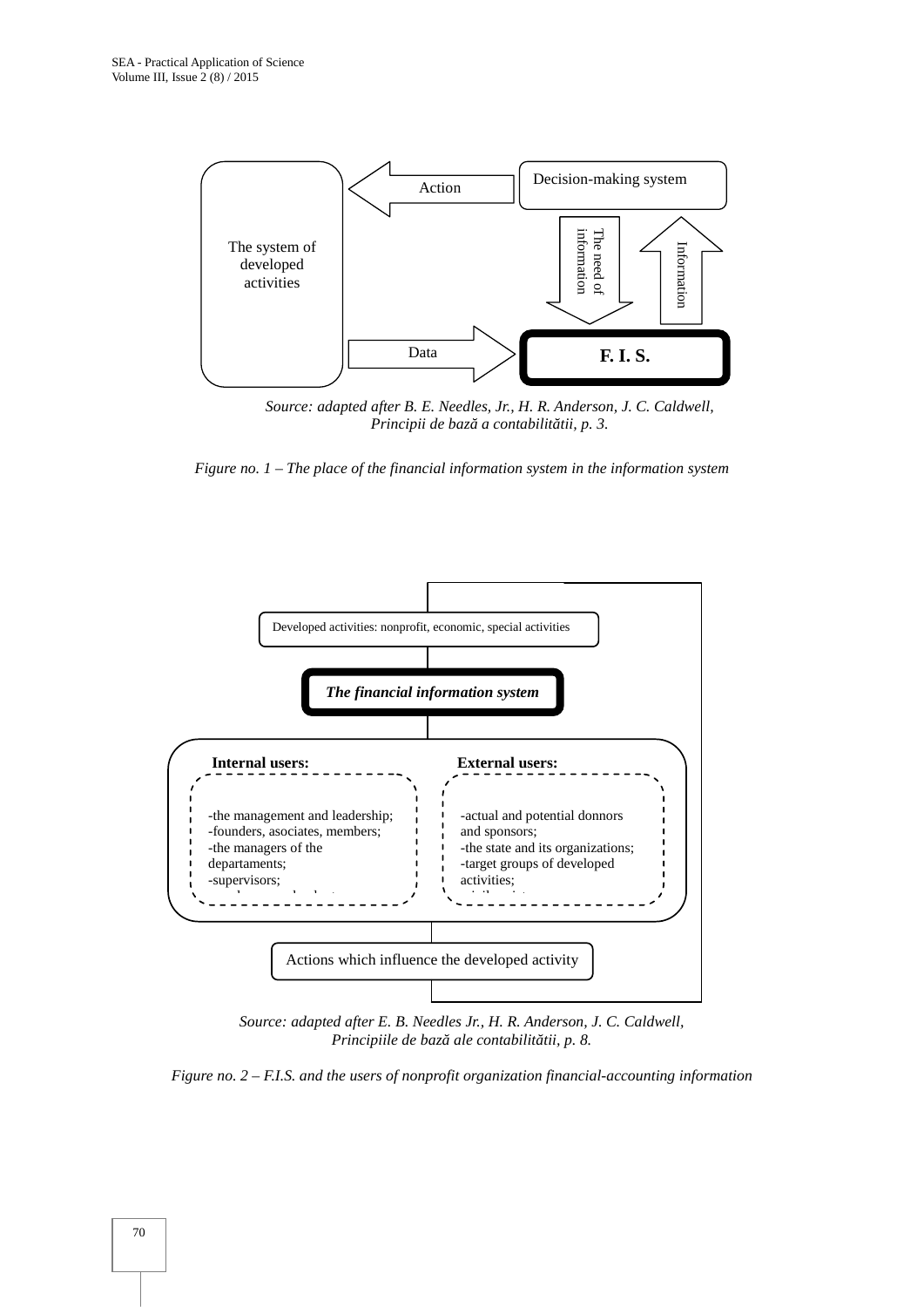Action

Decision-making system

The system of developed activities

The need of information

Information

Data

**F. I. S.**

*Source: adapted after B. E. Needles, Jr., H. R. Anderson, J. C. Caldwell, Principii de bază a contabilității, p. 3.*

*Figure no. 1 – The place of the financial information system in the information system*

Developed activities: nonprofit, economic, special activities

***The financial information system***

**Internal users:**

-the management and leadership;
-founders, asociates, members;
-the managers of the departaments;
-supervisors;

**External users:**

-actual and potential donnors and sponsors;
-the state and its organizations;
-target groups of developed activities;

Actions which influence the developed activity

*Source: adapted after E. B. Needles Jr., H. R. Anderson, J. C. Caldwell, Principiile de bază ale contabilității, p. 8.*

*Figure no. 2 – F.I.S. and the users of nonprofit organization financial-accounting information*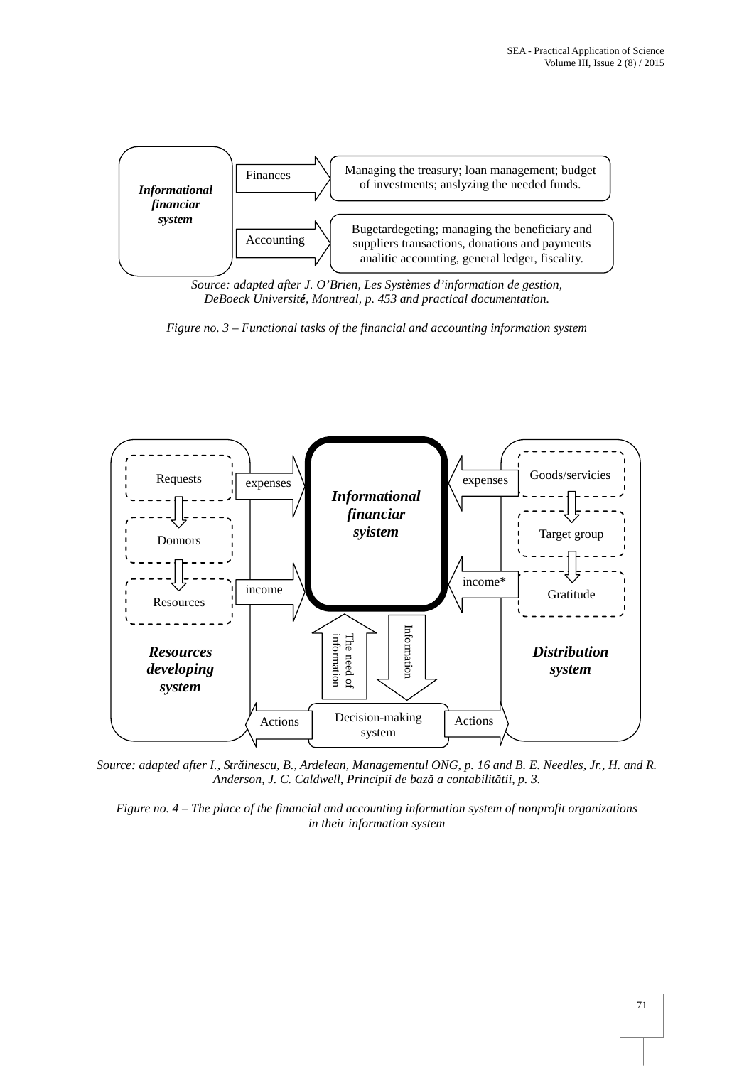Informational financiar system

Finances → Managing the treasury; loan management; budget of investments; anslyzing the needed funds.

Accounting → Bugetardegeting; managing the beneficiary and suppliers transactions, donations and payments analitic accounting, general ledger, fiscality.

*Source: adapted after J. O'Brien, Les Systèmes d'information de gestion, DeBoeck Université, Montreal, p. 453 and practical documentation.*

*Figure no. 3 – Functional tasks of the financial and accounting information system*

Resources developing system: Requests → Donnors → Resources

Informational financiar syistem

Distribution system: Goods/servicies → Target group → Gratitude

expenses | income | expenses | income*

The need of information | Information

Decision-making system

Actions | Actions

*Source: adapted after I., Străinescu, B., Ardelean, Managementul ONG, p. 16 and B. E. Needles, Jr., H. and R. Anderson, J. C. Caldwell, Principii de bază a contabilității, p. 3.*

*Figure no. 4 – The place of the financial and accounting information system of nonprofit organizations in their information system*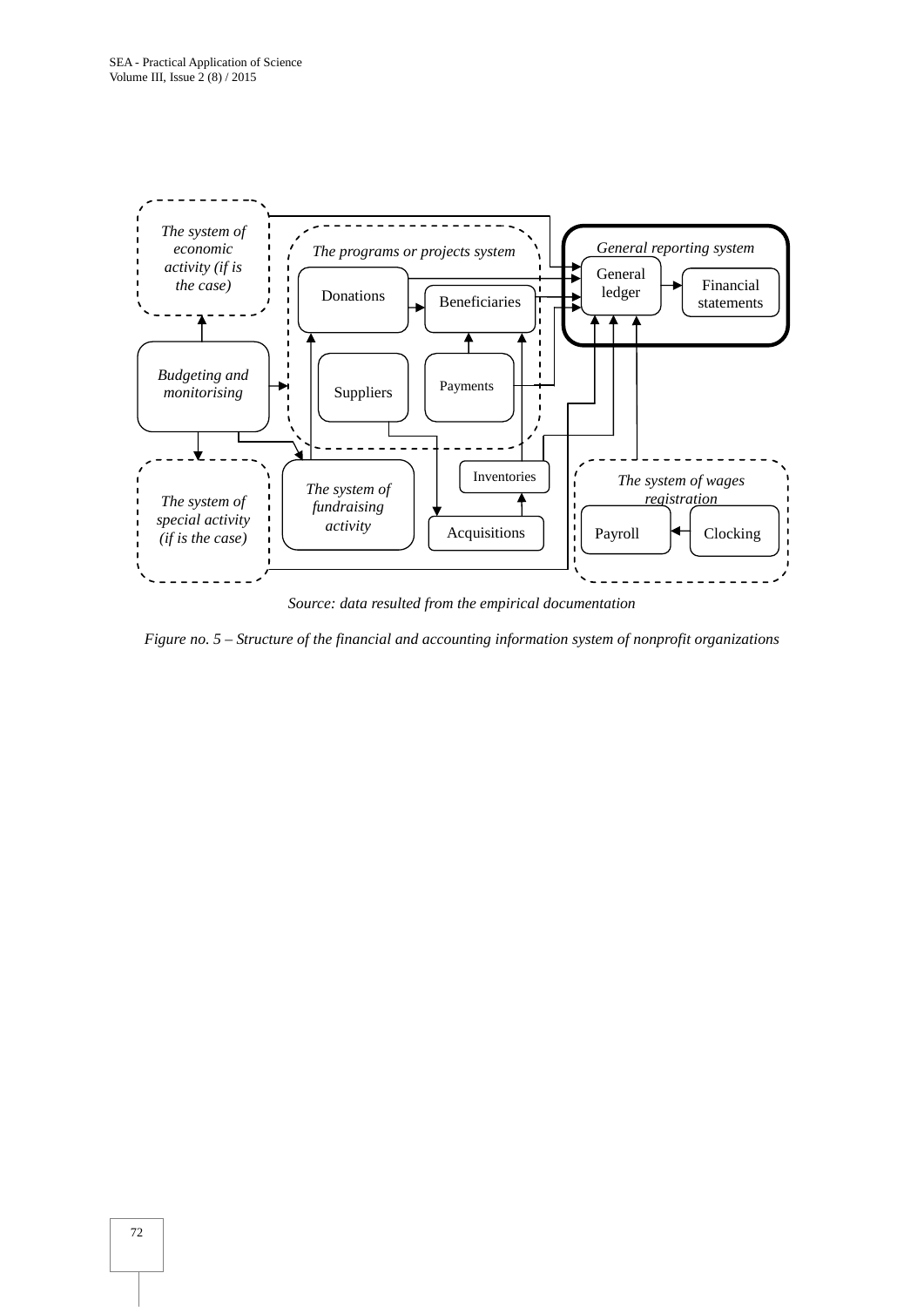The system of economic activity (if is the case)

The programs or projects system

General reporting system

Donations

Beneficiaries

General ledger

Financial statements

Budgeting and monitorising

Suppliers

Payments

Inventories

The system of wages registration

The system of special activity (if is the case)

The system of fundraising activity

Acquisitions

Payroll

Clocking

*Source: data resulted from the empirical documentation*

*Figure no. 5 – Structure of the financial and accounting information system of nonprofit organizations*